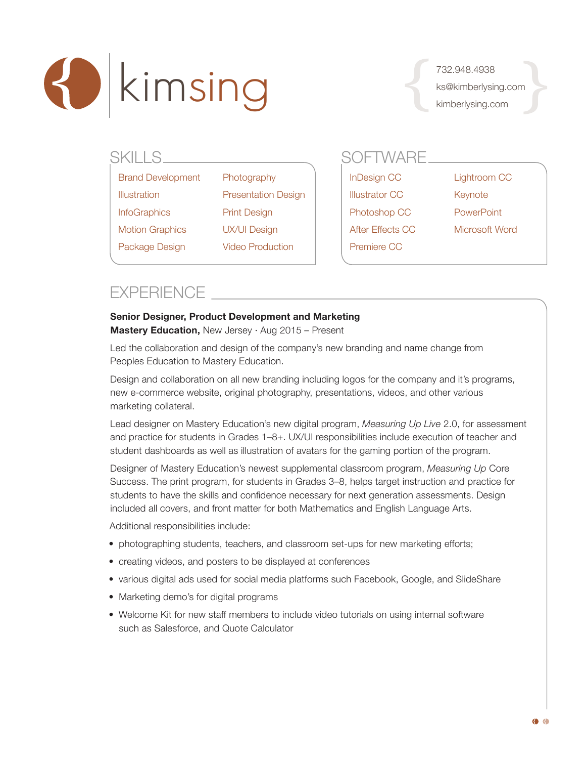# kimsing

732.948.4938
ks@kimberlysing.com
kimberlysing.com

## SKILLS

- Brand Development
- Illustration
- InfoGraphics
- Motion Graphics
- Package Design
- Photography
- Presentation Design
- Print Design
- UX/UI Design
- Video Production

## SOFTWARE

- InDesign CC
- Illustrator CC
- Photoshop CC
- After Effects CC
- Premiere CC
- Lightroom CC
- Keynote
- PowerPoint
- Microsoft Word

## EXPERIENCE

**Senior Designer, Product Development and Marketing**
**Mastery Education,** New Jersey · Aug 2015 – Present

Led the collaboration and design of the company's new branding and name change from Peoples Education to Mastery Education.

Design and collaboration on all new branding including logos for the company and it's programs, new e-commerce website, original photography, presentations, videos, and other various marketing collateral.

Lead designer on Mastery Education's new digital program, *Measuring Up Live* 2.0, for assessment and practice for students in Grades 1–8+. UX/UI responsibilities include execution of teacher and student dashboards as well as illustration of avatars for the gaming portion of the program.

Designer of Mastery Education's newest supplemental classroom program, *Measuring Up* Core Success. The print program, for students in Grades 3–8, helps target instruction and practice for students to have the skills and confidence necessary for next generation assessments. Design included all covers, and front matter for both Mathematics and English Language Arts.

Additional responsibilities include:

- photographing students, teachers, and classroom set-ups for new marketing efforts;
- creating videos, and posters to be displayed at conferences
- various digital ads used for social media platforms such Facebook, Google, and SlideShare
- Marketing demo's for digital programs
- Welcome Kit for new staff members to include video tutorials on using internal software such as Salesforce, and Quote Calculator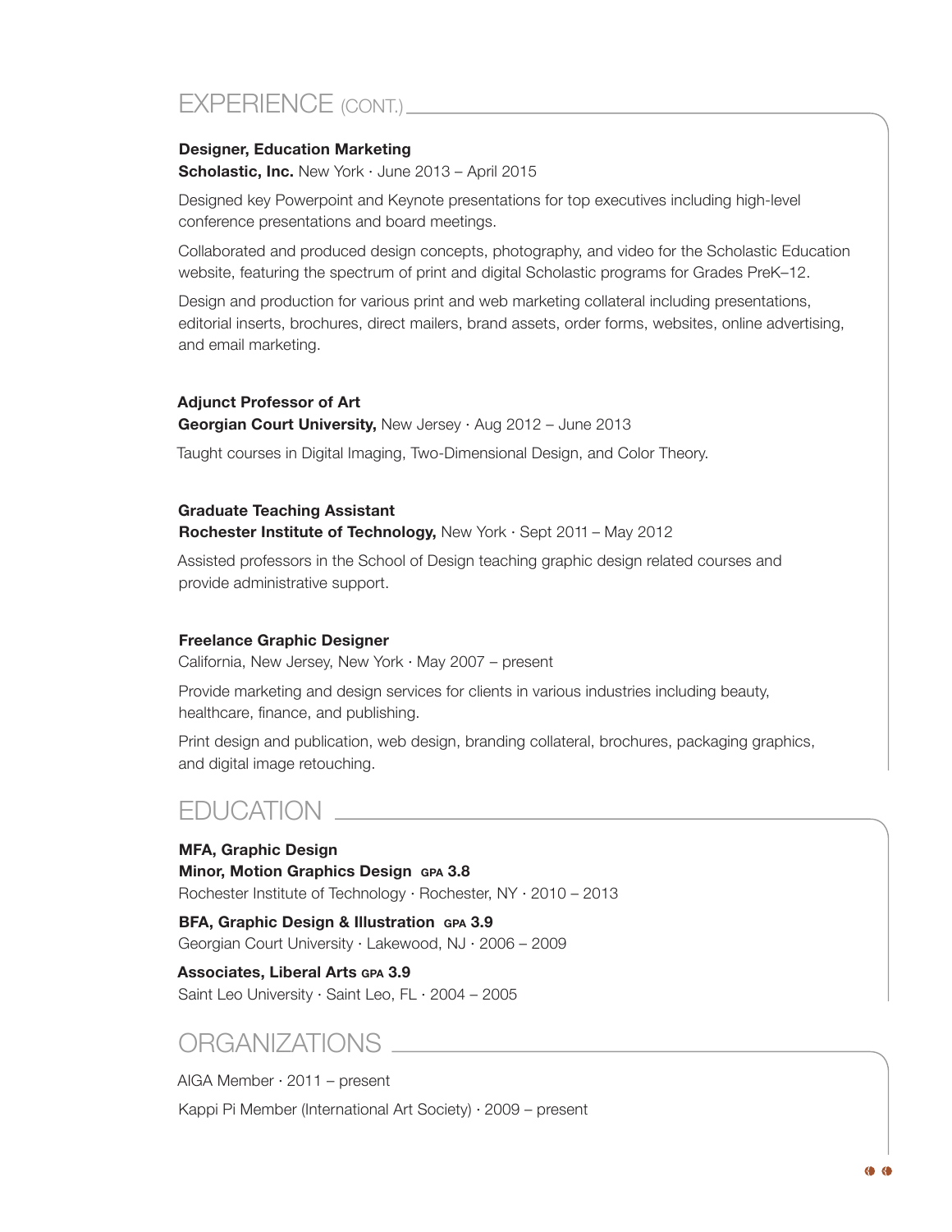## EXPERIENCE (CONT.)

**Designer, Education Marketing**
**Scholastic, Inc.** New York · June 2013 – April 2015

Designed key Powerpoint and Keynote presentations for top executives including high-level conference presentations and board meetings.

Collaborated and produced design concepts, photography, and video for the Scholastic Education website, featuring the spectrum of print and digital Scholastic programs for Grades PreK–12.

Design and production for various print and web marketing collateral including presentations, editorial inserts, brochures, direct mailers, brand assets, order forms, websites, online advertising, and email marketing.

**Adjunct Professor of Art**
**Georgian Court University,** New Jersey · Aug 2012 – June 2013

Taught courses in Digital Imaging, Two-Dimensional Design, and Color Theory.

**Graduate Teaching Assistant**
**Rochester Institute of Technology,** New York · Sept 2011 – May 2012

Assisted professors in the School of Design teaching graphic design related courses and provide administrative support.

**Freelance Graphic Designer**
California, New Jersey, New York · May 2007 – present

Provide marketing and design services for clients in various industries including beauty, healthcare, finance, and publishing.

Print design and publication, web design, branding collateral, brochures, packaging graphics, and digital image retouching.

## EDUCATION

**MFA, Graphic Design**
**Minor, Motion Graphics Design GPA 3.8**
Rochester Institute of Technology · Rochester, NY · 2010 – 2013

**BFA, Graphic Design & Illustration GPA 3.9**
Georgian Court University · Lakewood, NJ · 2006 – 2009

**Associates, Liberal Arts GPA 3.9**
Saint Leo University · Saint Leo, FL · 2004 – 2005

## ORGANIZATIONS

AIGA Member · 2011 – present

Kappi Pi Member (International Art Society) · 2009 – present